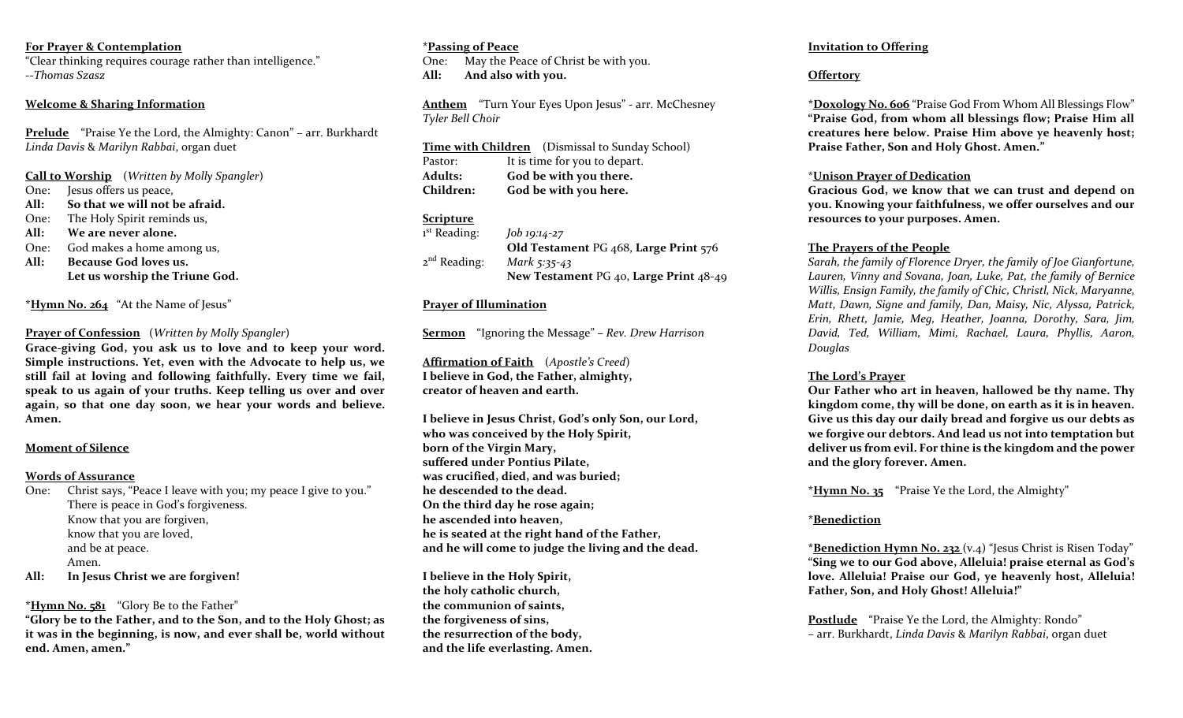**For Prayer & Contemplation**
"Clear thinking requires courage rather than intelligence."
*--Thomas Szasz*

**Welcome & Sharing Information**

**Prelude** "Praise Ye the Lord, the Almighty: Canon" – arr. Burkhardt
*Linda Davis* & *Marilyn Rabbai*, organ duet

**Call to Worship** (*Written by Molly Spangler*)

One: Jesus offers us peace,
**All: So that we will not be afraid.**
One: The Holy Spirit reminds us,
**All: We are never alone.**
One: God makes a home among us,
**All: Because God loves us.**
**Let us worship the Triune God.**

*__Hymn No. 264__ "At the Name of Jesus"

**Prayer of Confession** (*Written by Molly Spangler*)
**Grace-giving God, you ask us to love and to keep your word. Simple instructions. Yet, even with the Advocate to help us, we still fail at loving and following faithfully. Every time we fail, speak to us again of your truths. Keep telling us over and over again, so that one day soon, we hear your words and believe. Amen.**

**Moment of Silence**

**Words of Assurance**
One: Christ says, "Peace I leave with you; my peace I give to you."
There is peace in God's forgiveness.
Know that you are forgiven,
know that you are loved,
and be at peace.
Amen.
**All: In Jesus Christ we are forgiven!**

*__Hymn No. 581__ "Glory Be to the Father"
**"Glory be to the Father, and to the Son, and to the Holy Ghost; as it was in the beginning, is now, and ever shall be, world without end. Amen, amen."**

*__Passing of Peace__
One: May the Peace of Christ be with you.
**All: And also with you.**

**Anthem** "Turn Your Eyes Upon Jesus" - arr. McChesney
*Tyler Bell Choir*

**Time with Children** (Dismissal to Sunday School)
Pastor: It is time for you to depart.
**Adults: God be with you there.**
**Children: God be with you here.**

**Scripture**
1st Reading: *Job 19:14-27*
**Old Testament** PG 468, **Large Print** 576
2nd Reading: *Mark 5:35-43*
**New Testament** PG 40, **Large Print** 48-49

**Prayer of Illumination**

**Sermon** "Ignoring the Message" – *Rev. Drew Harrison*

**Affirmation of Faith** (*Apostle's Creed*)
**I believe in God, the Father, almighty,**
**creator of heaven and earth.**

**I believe in Jesus Christ, God's only Son, our Lord,**
**who was conceived by the Holy Spirit,**
**born of the Virgin Mary,**
**suffered under Pontius Pilate,**
**was crucified, died, and was buried;**
**he descended to the dead.**
**On the third day he rose again;**
**he ascended into heaven,**
**he is seated at the right hand of the Father,**
**and he will come to judge the living and the dead.**

**I believe in the Holy Spirit,**
**the holy catholic church,**
**the communion of saints,**
**the forgiveness of sins,**
**the resurrection of the body,**
**and the life everlasting. Amen.**

**Invitation to Offering**

**Offertory**

*__Doxology No. 606__ "Praise God From Whom All Blessings Flow"
**"Praise God, from whom all blessings flow; Praise Him all creatures here below. Praise Him above ye heavenly host; Praise Father, Son and Holy Ghost. Amen."**

*__Unison Prayer of Dedication__
**Gracious God, we know that we can trust and depend on you. Knowing your faithfulness, we offer ourselves and our resources to your purposes. Amen.**

**The Prayers of the People**
*Sarah, the family of Florence Dryer, the family of Joe Gianfortune, Lauren, Vinny and Sovana, Joan, Luke, Pat, the family of Bernice Willis, Ensign Family, the family of Chic, Christl, Nick, Maryanne, Matt, Dawn, Signe and family, Dan, Maisy, Nic, Alyssa, Patrick, Erin, Rhett, Jamie, Meg, Heather, Joanna, Dorothy, Sara, Jim, David, Ted, William, Mimi, Rachael, Laura, Phyllis, Aaron, Douglas*

**The Lord's Prayer**
**Our Father who art in heaven, hallowed be thy name. Thy kingdom come, thy will be done, on earth as it is in heaven. Give us this day our daily bread and forgive us our debts as we forgive our debtors. And lead us not into temptation but deliver us from evil. For thine is the kingdom and the power and the glory forever. Amen.**

*__Hymn No. 35__ "Praise Ye the Lord, the Almighty"

*__Benediction__

*__Benediction Hymn No. 232__ (v.4) "Jesus Christ is Risen Today"
**"Sing we to our God above, Alleluia! praise eternal as God's love. Alleluia! Praise our God, ye heavenly host, Alleluia! Father, Son, and Holy Ghost! Alleluia!"**

**Postlude** "Praise Ye the Lord, the Almighty: Rondo"
– arr. Burkhardt, *Linda Davis* & *Marilyn Rabbai*, organ duet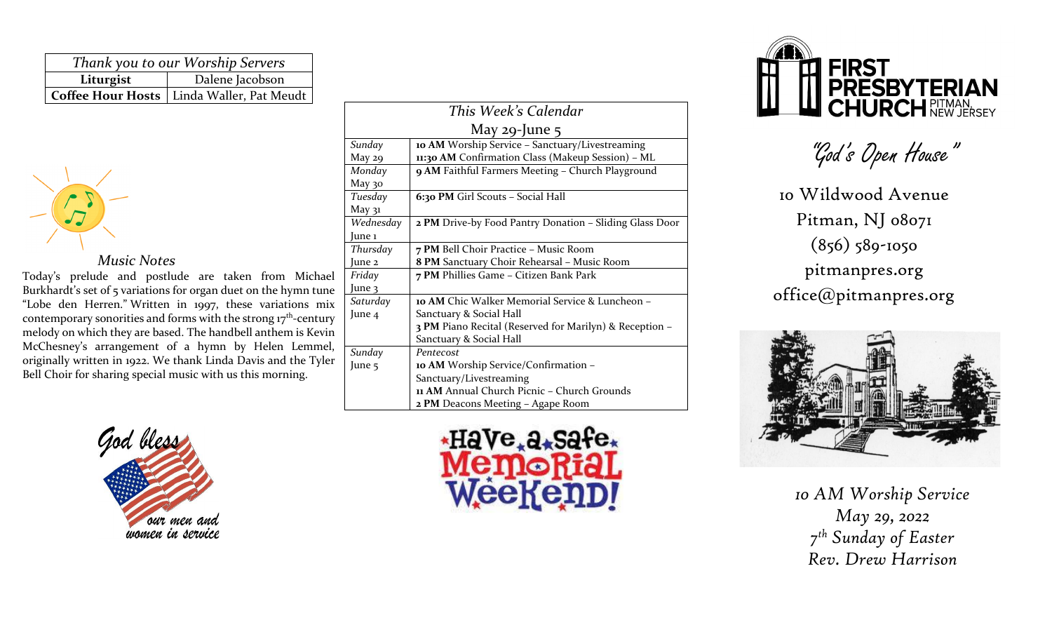| *Thank you to our Worship Servers* | |
|---|---|
| **Liturgist** | Dalene Jacobson |
| **Coffee Hour Hosts** | Linda Waller, Pat Meudt |

### *Music Notes*

Today's prelude and postlude are taken from Michael Burkhardt's set of 5 variations for organ duet on the hymn tune "Lobe den Herren." Written in 1997, these variations mix contemporary sonorities and forms with the strong 17th-century melody on which they are based. The handbell anthem is Kevin McChesney's arrangement of a hymn by Helen Lemmel, originally written in 1922. We thank Linda Davis and the Tyler Bell Choir for sharing special music with us this morning.

God bless our men and women in service

| *This Week's Calendar* May 29-June 5 | |
|---|---|
| *Sunday* May 29 | **10 AM** Worship Service – Sanctuary/Livestreaming<br>**11:30 AM** Confirmation Class (Makeup Session) – ML |
| *Monday* May 30 | **9 AM** Faithful Farmers Meeting – Church Playground |
| *Tuesday* May 31 | **6:30 PM** Girl Scouts – Social Hall |
| *Wednesday* June 1 | **2 PM** Drive-by Food Pantry Donation – Sliding Glass Door |
| *Thursday* June 2 | **7 PM** Bell Choir Practice – Music Room<br>**8 PM** Sanctuary Choir Rehearsal – Music Room |
| *Friday* June 3 | **7 PM** Phillies Game – Citizen Bank Park |
| *Saturday* June 4 | **10 AM** Chic Walker Memorial Service & Luncheon – Sanctuary & Social Hall<br>**3 PM** Piano Recital (Reserved for Marilyn) & Reception – Sanctuary & Social Hall |
| *Sunday* June 5 | *Pentecost*<br>**10 AM** Worship Service/Confirmation – Sanctuary/Livestreaming<br>**11 AM** Annual Church Picnic – Church Grounds<br>**2 PM** Deacons Meeting – Agape Room |

Have a Safe Memorial Weekend!

# FIRST PRESBYTERIAN CHURCH PITMAN, NEW JERSEY

"God's Open House"

10 Wildwood Avenue
Pitman, NJ 08071
(856) 589-1050
pitmanpres.org
office@pitmanpres.org

*10 AM Worship Service*
*May 29, 2022*
*7th Sunday of Easter*
*Rev. Drew Harrison*